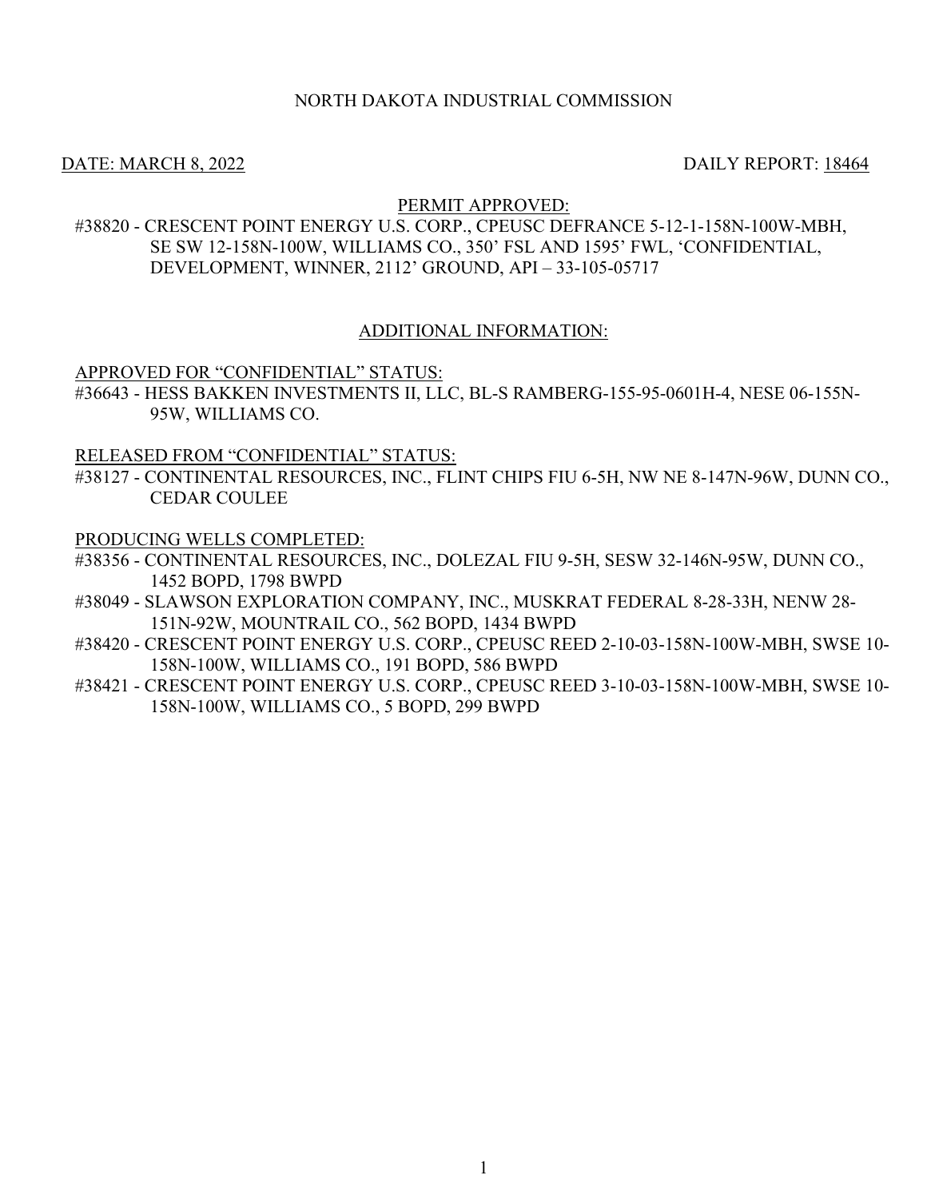NORTH DAKOTA INDUSTRIAL COMMISSION

DATE: MARCH 8, 2022 DAILY REPORT: 18464

PERMIT APPROVED:

#38820 - CRESCENT POINT ENERGY U.S. CORP., CPEUSC DEFRANCE 5-12-1-158N-100W-MBH, SE SW 12-158N-100W, WILLIAMS CO., 350' FSL AND 1595' FWL, 'CONFIDENTIAL, DEVELOPMENT, WINNER, 2112' GROUND, API – 33-105-05717

ADDITIONAL INFORMATION:

APPROVED FOR "CONFIDENTIAL" STATUS:

#36643 - HESS BAKKEN INVESTMENTS II, LLC, BL-S RAMBERG-155-95-0601H-4, NESE 06-155N-95W, WILLIAMS CO.

RELEASED FROM "CONFIDENTIAL" STATUS:

#38127 - CONTINENTAL RESOURCES, INC., FLINT CHIPS FIU 6-5H, NW NE 8-147N-96W, DUNN CO., CEDAR COULEE

PRODUCING WELLS COMPLETED:

#38356 - CONTINENTAL RESOURCES, INC., DOLEZAL FIU 9-5H, SESW 32-146N-95W, DUNN CO., 1452 BOPD, 1798 BWPD

#38049 - SLAWSON EXPLORATION COMPANY, INC., MUSKRAT FEDERAL 8-28-33H, NENW 28-151N-92W, MOUNTRAIL CO., 562 BOPD, 1434 BWPD

#38420 - CRESCENT POINT ENERGY U.S. CORP., CPEUSC REED 2-10-03-158N-100W-MBH, SWSE 10-158N-100W, WILLIAMS CO., 191 BOPD, 586 BWPD

#38421 - CRESCENT POINT ENERGY U.S. CORP., CPEUSC REED 3-10-03-158N-100W-MBH, SWSE 10-158N-100W, WILLIAMS CO., 5 BOPD, 299 BWPD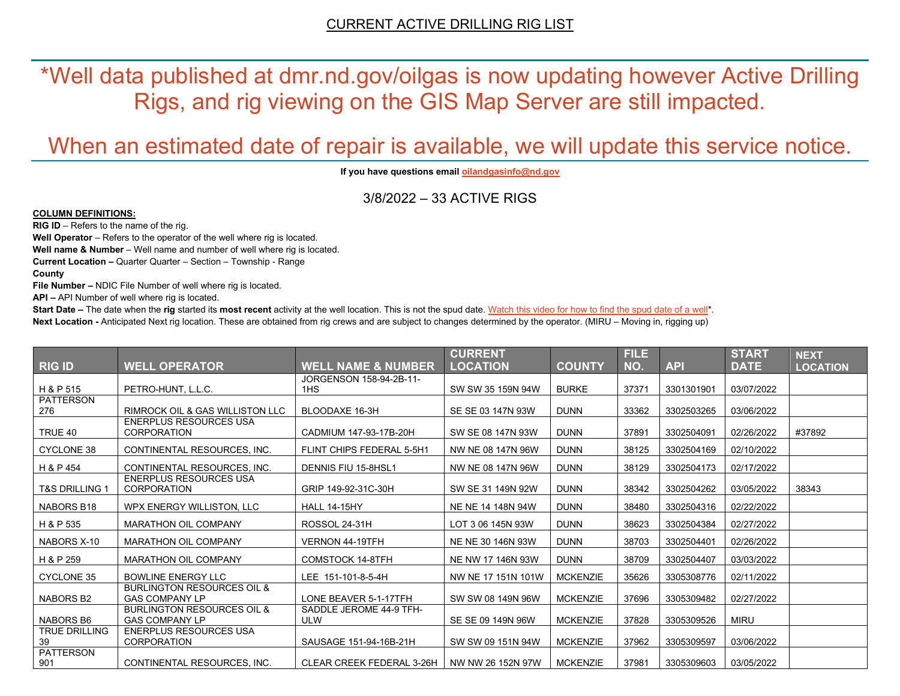CURRENT ACTIVE DRILLING RIG LIST

*Well data published at dmr.nd.gov/oilgas is now updating however Active Drilling Rigs, and rig viewing on the GIS Map Server are still impacted.

When an estimated date of repair is available, we will update this service notice.

**If you have questions email oilandgasinfo@nd.gov**

3/8/2022 – 33 ACTIVE RIGS

**COLUMN DEFINITIONS:**

**RIG ID** – Refers to the name of the rig.
**Well Operator** – Refers to the operator of the well where rig is located.
**Well name & Number** – Well name and number of well where rig is located.
**Current Location –** Quarter Quarter – Section – Township - Range
**County**
**File Number –** NDIC File Number of well where rig is located.
**API –** API Number of well where rig is located.
**Start Date –** The date when the **rig** started its **most recent** activity at the well location. This is not the spud date. Watch this video for how to find the spud date of a well*.
**Next Location -** Anticipated Next rig location. These are obtained from rig crews and are subject to changes determined by the operator. (MIRU – Moving in, rigging up)

| RIG ID | WELL OPERATOR | WELL NAME & NUMBER | CURRENT LOCATION | COUNTY | FILE NO. | API | START DATE | NEXT LOCATION |
|---|---|---|---|---|---|---|---|---|
| H & P 515 | PETRO-HUNT, L.L.C. | JORGENSON 158-94-2B-11-1HS | SW SW 35 159N 94W | BURKE | 37371 | 3301301901 | 03/07/2022 | |
| PATTERSON 276 | RIMROCK OIL & GAS WILLISTON LLC | BLOODAXE 16-3H | SE SE 03 147N 93W | DUNN | 33362 | 3302503265 | 03/06/2022 | |
| TRUE 40 | ENERPLUS RESOURCES USA CORPORATION | CADMIUM 147-93-17B-20H | SW SE 08 147N 93W | DUNN | 37891 | 3302504091 | 02/26/2022 | #37892 |
| CYCLONE 38 | CONTINENTAL RESOURCES, INC. | FLINT CHIPS FEDERAL 5-5H1 | NW NE 08 147N 96W | DUNN | 38125 | 3302504169 | 02/10/2022 | |
| H & P 454 | CONTINENTAL RESOURCES, INC. | DENNIS FIU 15-8HSL1 | NW NE 08 147N 96W | DUNN | 38129 | 3302504173 | 02/17/2022 | |
| T&S DRILLING 1 | ENERPLUS RESOURCES USA CORPORATION | GRIP 149-92-31C-30H | SW SE 31 149N 92W | DUNN | 38342 | 3302504262 | 03/05/2022 | 38343 |
| NABORS B18 | WPX ENERGY WILLISTON, LLC | HALL 14-15HY | NE NE 14 148N 94W | DUNN | 38480 | 3302504316 | 02/22/2022 | |
| H & P 535 | MARATHON OIL COMPANY | ROSSOL 24-31H | LOT 3 06 145N 93W | DUNN | 38623 | 3302504384 | 02/27/2022 | |
| NABORS X-10 | MARATHON OIL COMPANY | VERNON 44-19TFH | NE NE 30 146N 93W | DUNN | 38703 | 3302504401 | 02/26/2022 | |
| H & P 259 | MARATHON OIL COMPANY | COMSTOCK 14-8TFH | NE NW 17 146N 93W | DUNN | 38709 | 3302504407 | 03/03/2022 | |
| CYCLONE 35 | BOWLINE ENERGY LLC | LEE 151-101-8-5-4H | NW NE 17 151N 101W | MCKENZIE | 35626 | 3305308776 | 02/11/2022 | |
| NABORS B2 | BURLINGTON RESOURCES OIL & GAS COMPANY LP | LONE BEAVER 5-1-17TFH | SW SW 08 149N 96W | MCKENZIE | 37696 | 3305309482 | 02/27/2022 | |
| NABORS B6 | BURLINGTON RESOURCES OIL & GAS COMPANY LP | SADDLE JEROME 44-9 TFH-ULW | SE SE 09 149N 96W | MCKENZIE | 37828 | 3305309526 | MIRU | |
| TRUE DRILLING 39 | ENERPLUS RESOURCES USA CORPORATION | SAUSAGE 151-94-16B-21H | SW SW 09 151N 94W | MCKENZIE | 37962 | 3305309597 | 03/06/2022 | |
| PATTERSON 901 | CONTINENTAL RESOURCES, INC. | CLEAR CREEK FEDERAL 3-26H | NW NW 26 152N 97W | MCKENZIE | 37981 | 3305309603 | 03/05/2022 | |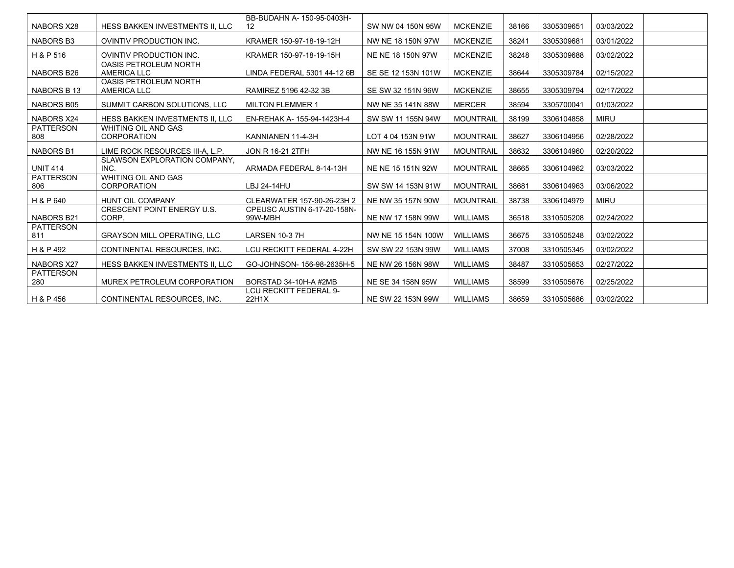| | | | | | | | | |
|---|---|---|---|---|---|---|---|---|
| NABORS X28 | HESS BAKKEN INVESTMENTS II, LLC | BB-BUDAHN A- 150-95-0403H-12 | SW NW 04 150N 95W | MCKENZIE | 38166 | 3305309651 | 03/03/2022 | |
| NABORS B3 | OVINTIV PRODUCTION INC. | KRAMER 150-97-18-19-12H | NW NE 18 150N 97W | MCKENZIE | 38241 | 3305309681 | 03/01/2022 | |
| H & P 516 | OVINTIV PRODUCTION INC. | KRAMER 150-97-18-19-15H | NE NE 18 150N 97W | MCKENZIE | 38248 | 3305309688 | 03/02/2022 | |
| NABORS B26 | OASIS PETROLEUM NORTH AMERICA LLC | LINDA FEDERAL 5301 44-12 6B | SE SE 12 153N 101W | MCKENZIE | 38644 | 3305309784 | 02/15/2022 | |
| NABORS B 13 | OASIS PETROLEUM NORTH AMERICA LLC | RAMIREZ 5196 42-32 3B | SE SW 32 151N 96W | MCKENZIE | 38655 | 3305309794 | 02/17/2022 | |
| NABORS B05 | SUMMIT CARBON SOLUTIONS, LLC | MILTON FLEMMER 1 | NW NE 35 141N 88W | MERCER | 38594 | 3305700041 | 01/03/2022 | |
| NABORS X24 | HESS BAKKEN INVESTMENTS II, LLC | EN-REHAK A- 155-94-1423H-4 | SW SW 11 155N 94W | MOUNTRAIL | 38199 | 3306104858 | MIRU | |
| PATTERSON 808 | WHITING OIL AND GAS CORPORATION | KANNIANEN 11-4-3H | LOT 4 04 153N 91W | MOUNTRAIL | 38627 | 3306104956 | 02/28/2022 | |
| NABORS B1 | LIME ROCK RESOURCES III-A, L.P. | JON R 16-21 2TFH | NW NE 16 155N 91W | MOUNTRAIL | 38632 | 3306104960 | 02/20/2022 | |
| UNIT 414 | SLAWSON EXPLORATION COMPANY, INC. | ARMADA FEDERAL 8-14-13H | NE NE 15 151N 92W | MOUNTRAIL | 38665 | 3306104962 | 03/03/2022 | |
| PATTERSON 806 | WHITING OIL AND GAS CORPORATION | LBJ 24-14HU | SW SW 14 153N 91W | MOUNTRAIL | 38681 | 3306104963 | 03/06/2022 | |
| H & P 640 | HUNT OIL COMPANY | CLEARWATER 157-90-26-23H 2 | NE NW 35 157N 90W | MOUNTRAIL | 38738 | 3306104979 | MIRU | |
| NABORS B21 | CRESCENT POINT ENERGY U.S. CORP. | CPEUSC AUSTIN 6-17-20-158N-99W-MBH | NE NW 17 158N 99W | WILLIAMS | 36518 | 3310505208 | 02/24/2022 | |
| PATTERSON 811 | GRAYSON MILL OPERATING, LLC | LARSEN 10-3 7H | NW NE 15 154N 100W | WILLIAMS | 36675 | 3310505248 | 03/02/2022 | |
| H & P 492 | CONTINENTAL RESOURCES, INC. | LCU RECKITT FEDERAL 4-22H | SW SW 22 153N 99W | WILLIAMS | 37008 | 3310505345 | 03/02/2022 | |
| NABORS X27 | HESS BAKKEN INVESTMENTS II, LLC | GO-JOHNSON- 156-98-2635H-5 | NE NW 26 156N 98W | WILLIAMS | 38487 | 3310505653 | 02/27/2022 | |
| PATTERSON 280 | MUREX PETROLEUM CORPORATION | BORSTAD 34-10H-A #2MB | NE SE 34 158N 95W | WILLIAMS | 38599 | 3310505676 | 02/25/2022 | |
| H & P 456 | CONTINENTAL RESOURCES, INC. | LCU RECKITT FEDERAL 9-22H1X | NE SW 22 153N 99W | WILLIAMS | 38659 | 3310505686 | 03/02/2022 | |